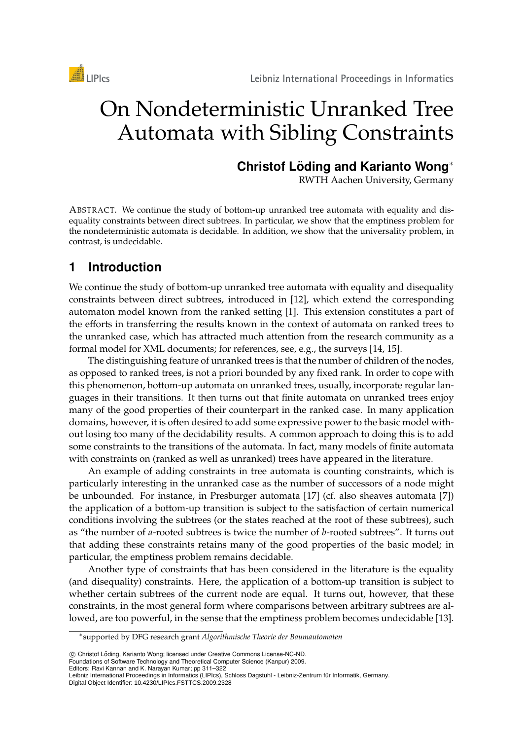# On Nondeterministic Unranked Tree Automata with Sibling Constraints

**Christof Löding and Karianto Wong***

RWTH Aachen University, Germany

ABSTRACT. We continue the study of bottom-up unranked tree automata with equality and disequality constraints between direct subtrees. In particular, we show that the emptiness problem for the nondeterministic automata is decidable. In addition, we show that the universality problem, in contrast, is undecidable.

## 1 Introduction

We continue the study of bottom-up unranked tree automata with equality and disequality constraints between direct subtrees, introduced in [12], which extend the corresponding automaton model known from the ranked setting [1]. This extension constitutes a part of the efforts in transferring the results known in the context of automata on ranked trees to the unranked case, which has attracted much attention from the research community as a formal model for XML documents; for references, see, e.g., the surveys [14, 15].

The distinguishing feature of unranked trees is that the number of children of the nodes, as opposed to ranked trees, is not a priori bounded by any fixed rank. In order to cope with this phenomenon, bottom-up automata on unranked trees, usually, incorporate regular languages in their transitions. It then turns out that finite automata on unranked trees enjoy many of the good properties of their counterpart in the ranked case. In many application domains, however, it is often desired to add some expressive power to the basic model without losing too many of the decidability results. A common approach to doing this is to add some constraints to the transitions of the automata. In fact, many models of finite automata with constraints on (ranked as well as unranked) trees have appeared in the literature.

An example of adding constraints in tree automata is counting constraints, which is particularly interesting in the unranked case as the number of successors of a node might be unbounded. For instance, in Presburger automata [17] (cf. also sheaves automata [7]) the application of a bottom-up transition is subject to the satisfaction of certain numerical conditions involving the subtrees (or the states reached at the root of these subtrees), such as "the number of $a$-rooted subtrees is twice the number of $b$-rooted subtrees". It turns out that adding these constraints retains many of the good properties of the basic model; in particular, the emptiness problem remains decidable.

Another type of constraints that has been considered in the literature is the equality (and disequality) constraints. Here, the application of a bottom-up transition is subject to whether certain subtrees of the current node are equal. It turns out, however, that these constraints, in the most general form where comparisons between arbitrary subtrees are allowed, are too powerful, in the sense that the emptiness problem becomes undecidable [13].

*supported by DFG research grant *Algorithmische Theorie der Baumautomaten*

© Christof Löding, Karianto Wong; licensed under Creative Commons License-NC-ND.
Foundations of Software Technology and Theoretical Computer Science (Kanpur) 2009.
Editors: Ravi Kannan and K. Narayan Kumar; pp 311–322
Leibniz International Proceedings in Informatics (LIPIcs), Schloss Dagstuhl - Leibniz-Zentrum für Informatik, Germany.
Digital Object Identifier: 10.4230/LIPIcs.FSTTCS.2009.2328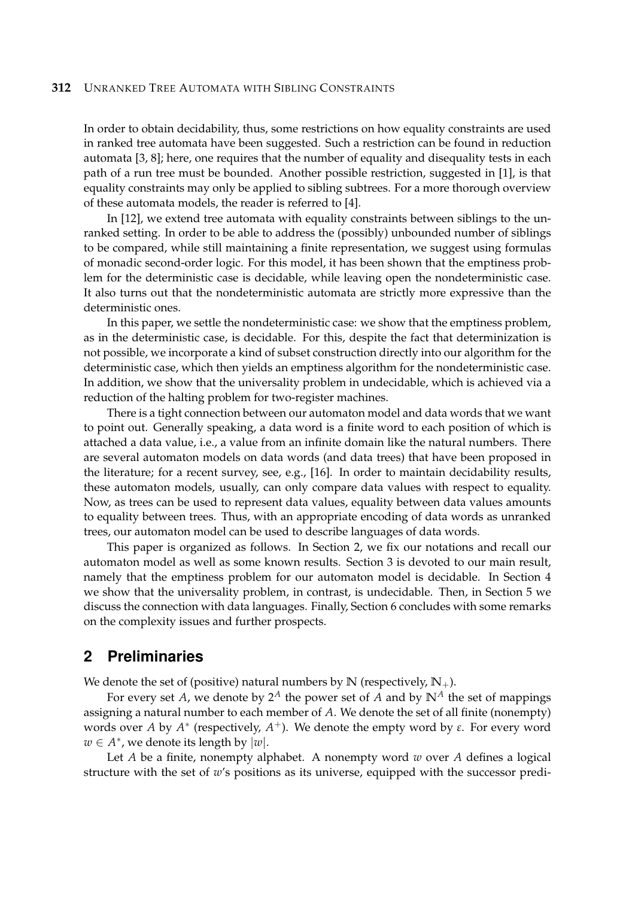In order to obtain decidability, thus, some restrictions on how equality constraints are used in ranked tree automata have been suggested. Such a restriction can be found in reduction automata [3, 8]; here, one requires that the number of equality and disequality tests in each path of a run tree must be bounded. Another possible restriction, suggested in [1], is that equality constraints may only be applied to sibling subtrees. For a more thorough overview of these automata models, the reader is referred to [4].

In [12], we extend tree automata with equality constraints between siblings to the unranked setting. In order to be able to address the (possibly) unbounded number of siblings to be compared, while still maintaining a finite representation, we suggest using formulas of monadic second-order logic. For this model, it has been shown that the emptiness problem for the deterministic case is decidable, while leaving open the nondeterministic case. It also turns out that the nondeterministic automata are strictly more expressive than the deterministic ones.

In this paper, we settle the nondeterministic case: we show that the emptiness problem, as in the deterministic case, is decidable. For this, despite the fact that determinization is not possible, we incorporate a kind of subset construction directly into our algorithm for the deterministic case, which then yields an emptiness algorithm for the nondeterministic case. In addition, we show that the universality problem in undecidable, which is achieved via a reduction of the halting problem for two-register machines.

There is a tight connection between our automaton model and data words that we want to point out. Generally speaking, a data word is a finite word to each position of which is attached a data value, i.e., a value from an infinite domain like the natural numbers. There are several automaton models on data words (and data trees) that have been proposed in the literature; for a recent survey, see, e.g., [16]. In order to maintain decidability results, these automaton models, usually, can only compare data values with respect to equality. Now, as trees can be used to represent data values, equality between data values amounts to equality between trees. Thus, with an appropriate encoding of data words as unranked trees, our automaton model can be used to describe languages of data words.

This paper is organized as follows. In Section 2, we fix our notations and recall our automaton model as well as some known results. Section 3 is devoted to our main result, namely that the emptiness problem for our automaton model is decidable. In Section 4 we show that the universality problem, in contrast, is undecidable. Then, in Section 5 we discuss the connection with data languages. Finally, Section 6 concludes with some remarks on the complexity issues and further prospects.

## 2 Preliminaries

We denote the set of (positive) natural numbers by $\mathbb{N}$ (respectively, $\mathbb{N}_+$).

For every set $A$, we denote by $2^A$ the power set of $A$ and by $\mathbb{N}^A$ the set of mappings assigning a natural number to each member of $A$. We denote the set of all finite (nonempty) words over $A$ by $A^*$ (respectively, $A^+$). We denote the empty word by $\varepsilon$. For every word $w \in A^*$, we denote its length by $|w|$.

Let $A$ be a finite, nonempty alphabet. A nonempty word $w$ over $A$ defines a logical structure with the set of $w$'s positions as its universe, equipped with the successor predi-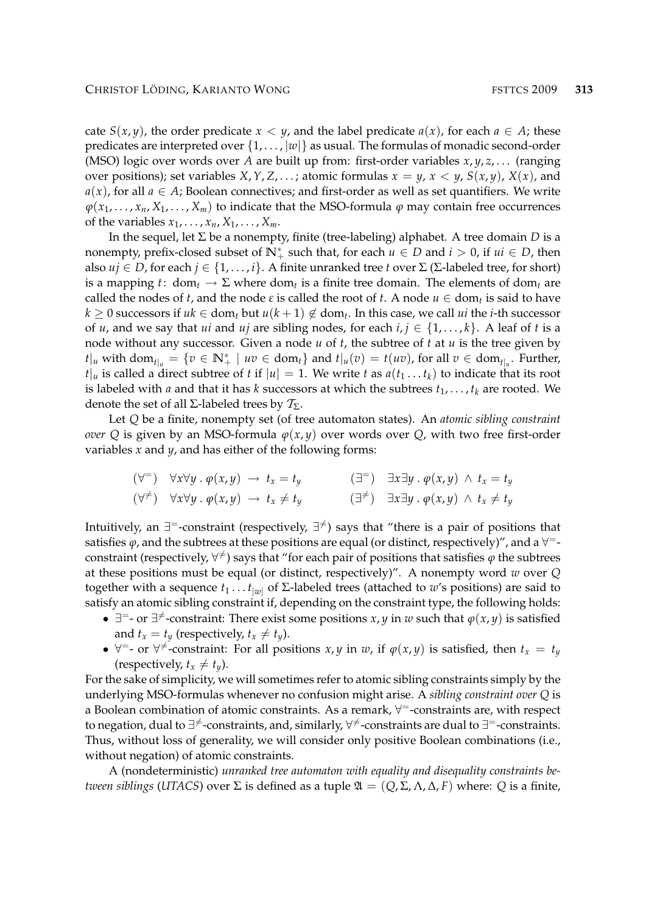cate $S(x, y)$, the order predicate $x < y$, and the label predicate $a(x)$, for each $a \in A$; these predicates are interpreted over $\{1, \ldots, |w|\}$ as usual. The formulas of monadic second-order (MSO) logic over words over $A$ are built up from: first-order variables $x, y, z, \ldots$ (ranging over positions); set variables $X, Y, Z, \ldots$; atomic formulas $x = y$, $x < y$, $S(x, y)$, $X(x)$, and $a(x)$, for all $a \in A$; Boolean connectives; and first-order as well as set quantifiers. We write $\varphi(x_1, \ldots, x_n, X_1, \ldots, X_m)$ to indicate that the MSO-formula $\varphi$ may contain free occurrences of the variables $x_1, \ldots, x_n, X_1, \ldots, X_m$.

In the sequel, let $\Sigma$ be a nonempty, finite (tree-labeling) alphabet. A tree domain $D$ is a nonempty, prefix-closed subset of $\mathbb{N}_+^*$ such that, for each $u \in D$ and $i > 0$, if $ui \in D$, then also $uj \in D$, for each $j \in \{1, \ldots, i\}$. A finite unranked tree $t$ over $\Sigma$ ($\Sigma$-labeled tree, for short) is a mapping $t\colon \mathrm{dom}_t \to \Sigma$ where $\mathrm{dom}_t$ is a finite tree domain. The elements of $\mathrm{dom}_t$ are called the nodes of $t$, and the node $\varepsilon$ is called the root of $t$. A node $u \in \mathrm{dom}_t$ is said to have $k \geq 0$ successors if $uk \in \mathrm{dom}_t$ but $u(k+1) \notin \mathrm{dom}_t$. In this case, we call $ui$ the $i$-th successor of $u$, and we say that $ui$ and $uj$ are sibling nodes, for each $i, j \in \{1, \ldots, k\}$. A leaf of $t$ is a node without any successor. Given a node $u$ of $t$, the subtree of $t$ at $u$ is the tree given by $t|_u$ with $\mathrm{dom}_{t|_u} = \{v \in \mathbb{N}_+^* \mid uv \in \mathrm{dom}_t\}$ and $t|_u(v) = t(uv)$, for all $v \in \mathrm{dom}_{t|_u}$. Further, $t|_u$ is called a direct subtree of $t$ if $|u| = 1$. We write $t$ as $a(t_1 \ldots t_k)$ to indicate that its root is labeled with $a$ and that it has $k$ successors at which the subtrees $t_1, \ldots, t_k$ are rooted. We denote the set of all $\Sigma$-labeled trees by $\mathcal{T}_\Sigma$.

Let $Q$ be a finite, nonempty set (of tree automaton states). An *atomic sibling constraint over $Q$* is given by an MSO-formula $\varphi(x, y)$ over words over $Q$, with two free first-order variables $x$ and $y$, and has either of the following forms:

$$(\forall^=) \quad \forall x \forall y \,.\, \varphi(x, y) \;\to\; t_x = t_y \qquad\qquad (\exists^=) \quad \exists x \exists y \,.\, \varphi(x, y) \;\wedge\; t_x = t_y$$

$$(\forall^{\neq}) \quad \forall x \forall y \,.\, \varphi(x, y) \;\to\; t_x \neq t_y \qquad\qquad (\exists^{\neq}) \quad \exists x \exists y \,.\, \varphi(x, y) \;\wedge\; t_x \neq t_y$$

Intuitively, an $\exists^=$-constraint (respectively, $\exists^{\neq}$) says that "there is a pair of positions that satisfies $\varphi$, and the subtrees at these positions are equal (or distinct, respectively)", and a $\forall^=$-constraint (respectively, $\forall^{\neq}$) says that "for each pair of positions that satisfies $\varphi$ the subtrees at these positions must be equal (or distinct, respectively)". A nonempty word $w$ over $Q$ together with a sequence $t_1 \ldots t_{|w|}$ of $\Sigma$-labeled trees (attached to $w$'s positions) are said to satisfy an atomic sibling constraint if, depending on the constraint type, the following holds:

- $\exists^=$- or $\exists^{\neq}$-constraint: There exist some positions $x, y$ in $w$ such that $\varphi(x, y)$ is satisfied and $t_x = t_y$ (respectively, $t_x \neq t_y$).
- $\forall^=$- or $\forall^{\neq}$-constraint: For all positions $x, y$ in $w$, if $\varphi(x, y)$ is satisfied, then $t_x = t_y$ (respectively, $t_x \neq t_y$).

For the sake of simplicity, we will sometimes refer to atomic sibling constraints simply by the underlying MSO-formulas whenever no confusion might arise. A *sibling constraint over $Q$* is a Boolean combination of atomic constraints. As a remark, $\forall^=$-constraints are, with respect to negation, dual to $\exists^{\neq}$-constraints, and, similarly, $\forall^{\neq}$-constraints are dual to $\exists^=$-constraints. Thus, without loss of generality, we will consider only positive Boolean combinations (i.e., without negation) of atomic constraints.

A (nondeterministic) *unranked tree automaton with equality and disequality constraints between siblings* (*UTACS*) over $\Sigma$ is defined as a tuple $\mathfrak{A} = (Q, \Sigma, \Lambda, \Delta, F)$ where: $Q$ is a finite,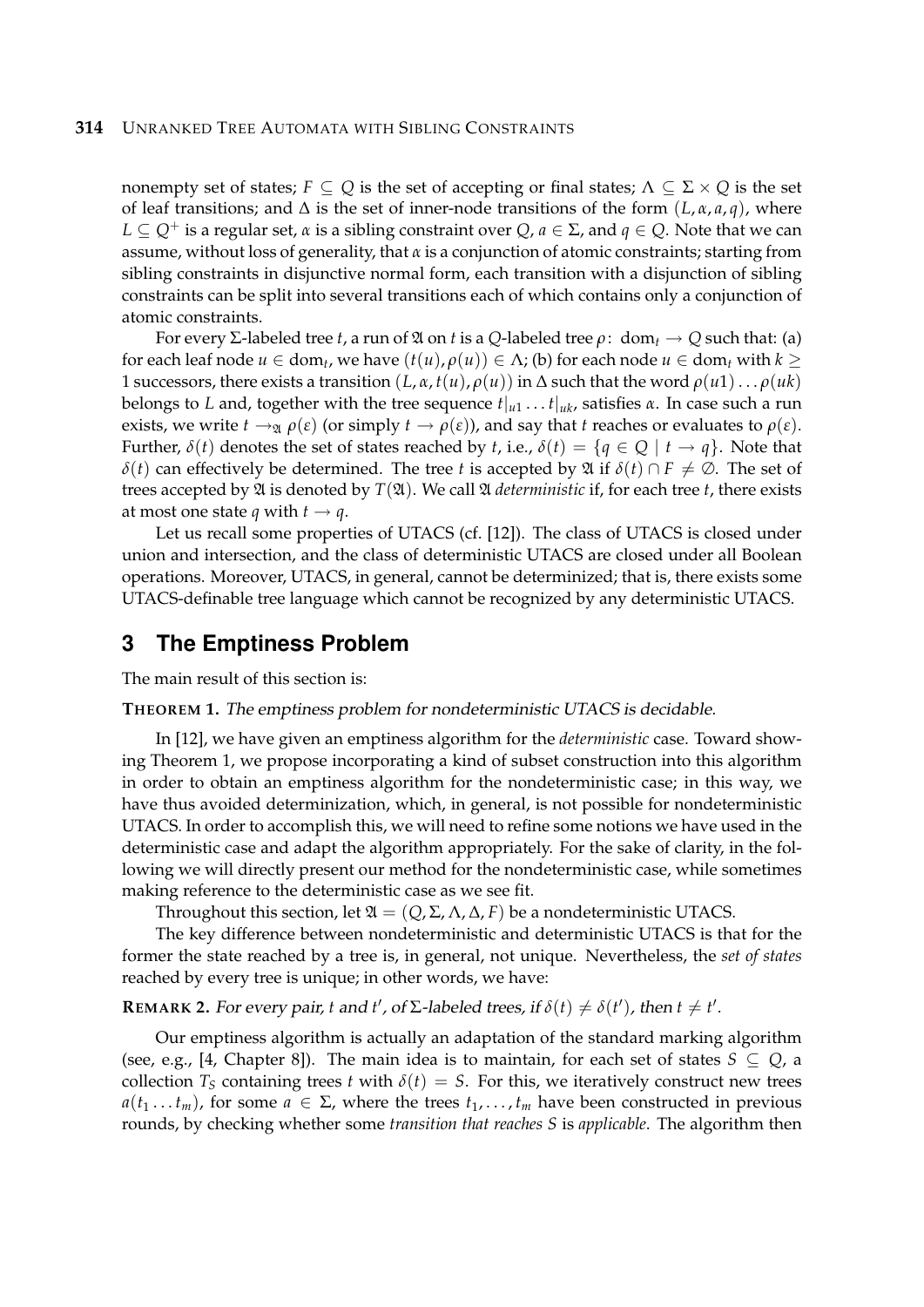nonempty set of states; $F \subseteq Q$ is the set of accepting or final states; $\Lambda \subseteq \Sigma \times Q$ is the set of leaf transitions; and $\Delta$ is the set of inner-node transitions of the form $(L, \alpha, a, q)$, where $L \subseteq Q^+$ is a regular set, $\alpha$ is a sibling constraint over $Q$, $a \in \Sigma$, and $q \in Q$. Note that we can assume, without loss of generality, that $\alpha$ is a conjunction of atomic constraints; starting from sibling constraints in disjunctive normal form, each transition with a disjunction of sibling constraints can be split into several transitions each of which contains only a conjunction of atomic constraints.

For every $\Sigma$-labeled tree $t$, a run of $\mathfrak{A}$ on $t$ is a $Q$-labeled tree $\rho\colon \operatorname{dom}_t \to Q$ such that: (a) for each leaf node $u \in \operatorname{dom}_t$, we have $(t(u), \rho(u)) \in \Lambda$; (b) for each node $u \in \operatorname{dom}_t$ with $k \geq 1$ successors, there exists a transition $(L, \alpha, t(u), \rho(u))$ in $\Delta$ such that the word $\rho(u1)\ldots\rho(uk)$ belongs to $L$ and, together with the tree sequence $t|_{u1}\ldots t|_{uk}$, satisfies $\alpha$. In case such a run exists, we write $t \to_{\mathfrak{A}} \rho(\varepsilon)$ (or simply $t \to \rho(\varepsilon)$), and say that $t$ reaches or evaluates to $\rho(\varepsilon)$. Further, $\delta(t)$ denotes the set of states reached by $t$, i.e., $\delta(t) = \{q \in Q \mid t \to q\}$. Note that $\delta(t)$ can effectively be determined. The tree $t$ is accepted by $\mathfrak{A}$ if $\delta(t) \cap F \neq \emptyset$. The set of trees accepted by $\mathfrak{A}$ is denoted by $T(\mathfrak{A})$. We call $\mathfrak{A}$ *deterministic* if, for each tree $t$, there exists at most one state $q$ with $t \to q$.

Let us recall some properties of UTACS (cf. [12]). The class of UTACS is closed under union and intersection, and the class of deterministic UTACS are closed under all Boolean operations. Moreover, UTACS, in general, cannot be determinized; that is, there exists some UTACS-definable tree language which cannot be recognized by any deterministic UTACS.

# 3 The Emptiness Problem

The main result of this section is:

**THEOREM 1.** *The emptiness problem for nondeterministic UTACS is decidable.*

In [12], we have given an emptiness algorithm for the *deterministic* case. Toward showing Theorem 1, we propose incorporating a kind of subset construction into this algorithm in order to obtain an emptiness algorithm for the nondeterministic case; in this way, we have thus avoided determinization, which, in general, is not possible for nondeterministic UTACS. In order to accomplish this, we will need to refine some notions we have used in the deterministic case and adapt the algorithm appropriately. For the sake of clarity, in the following we will directly present our method for the nondeterministic case, while sometimes making reference to the deterministic case as we see fit.

Throughout this section, let $\mathfrak{A} = (Q, \Sigma, \Lambda, \Delta, F)$ be a nondeterministic UTACS.

The key difference between nondeterministic and deterministic UTACS is that for the former the state reached by a tree is, in general, not unique. Nevertheless, the *set of states* reached by every tree is unique; in other words, we have:

**REMARK 2.** *For every pair, $t$ and $t'$, of $\Sigma$-labeled trees, if $\delta(t) \neq \delta(t')$, then $t \neq t'$.*

Our emptiness algorithm is actually an adaptation of the standard marking algorithm (see, e.g., [4, Chapter 8]). The main idea is to maintain, for each set of states $S \subseteq Q$, a collection $T_S$ containing trees $t$ with $\delta(t) = S$. For this, we iteratively construct new trees $a(t_1 \ldots t_m)$, for some $a \in \Sigma$, where the trees $t_1, \ldots, t_m$ have been constructed in previous rounds, by checking whether some *transition that reaches $S$* is *applicable*. The algorithm then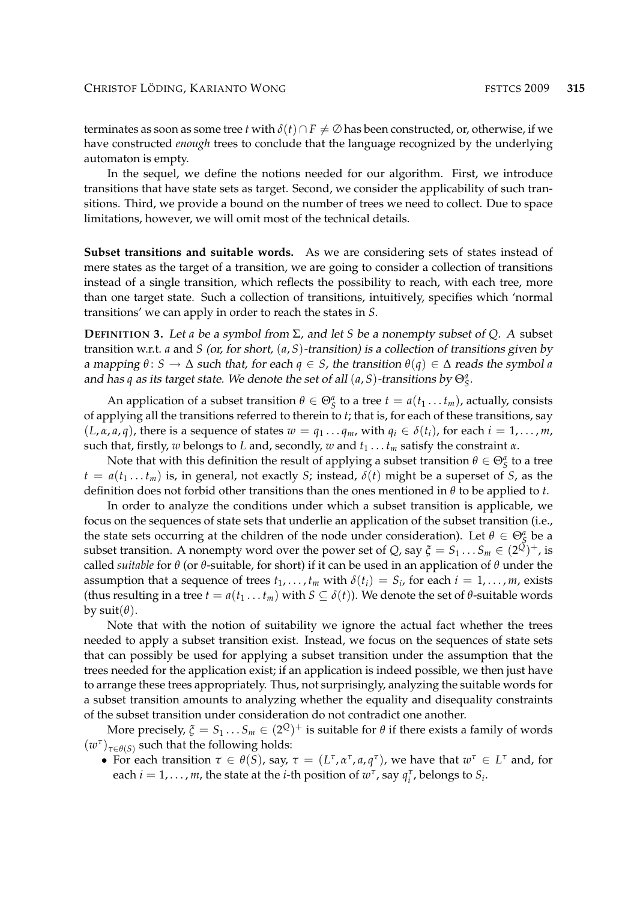terminates as soon as some tree $t$ with $\delta(t) \cap F \neq \emptyset$ has been constructed, or, otherwise, if we have constructed *enough* trees to conclude that the language recognized by the underlying automaton is empty.

In the sequel, we define the notions needed for our algorithm. First, we introduce transitions that have state sets as target. Second, we consider the applicability of such transitions. Third, we provide a bound on the number of trees we need to collect. Due to space limitations, however, we will omit most of the technical details.

**Subset transitions and suitable words.** As we are considering sets of states instead of mere states as the target of a transition, we are going to consider a collection of transitions instead of a single transition, which reflects the possibility to reach, with each tree, more than one target state. Such a collection of transitions, intuitively, specifies which 'normal transitions' we can apply in order to reach the states in $S$.

**DEFINITION 3.** *Let $a$ be a symbol from $\Sigma$, and let $S$ be a nonempty subset of $Q$. A* subset transition w.r.t. $a$ and $S$ *(or, for short, $(a, S)$-transition) is a collection of transitions given by a mapping $\theta \colon S \to \Delta$ such that, for each $q \in S$, the transition $\theta(q) \in \Delta$ reads the symbol $a$ and has $q$ as its target state. We denote the set of all $(a, S)$-transitions by $\Theta_S^a$.*

An application of a subset transition $\theta \in \Theta_S^a$ to a tree $t = a(t_1 \dots t_m)$, actually, consists of applying all the transitions referred to therein to $t$; that is, for each of these transitions, say $(L, \alpha, a, q)$, there is a sequence of states $w = q_1 \dots q_m$, with $q_i \in \delta(t_i)$, for each $i = 1, \dots, m$, such that, firstly, $w$ belongs to $L$ and, secondly, $w$ and $t_1 \dots t_m$ satisfy the constraint $\alpha$.

Note that with this definition the result of applying a subset transition $\theta \in \Theta_S^a$ to a tree $t = a(t_1 \dots t_m)$ is, in general, not exactly $S$; instead, $\delta(t)$ might be a superset of $S$, as the definition does not forbid other transitions than the ones mentioned in $\theta$ to be applied to $t$.

In order to analyze the conditions under which a subset transition is applicable, we focus on the sequences of state sets that underlie an application of the subset transition (i.e., the state sets occurring at the children of the node under consideration). Let $\theta \in \Theta_S^a$ be a subset transition. A nonempty word over the power set of $Q$, say $\xi = S_1 \dots S_m \in (2^Q)^+$, is called *suitable* for $\theta$ (or $\theta$-suitable, for short) if it can be used in an application of $\theta$ under the assumption that a sequence of trees $t_1, \dots, t_m$ with $\delta(t_i) = S_i$, for each $i = 1, \dots, m$, exists (thus resulting in a tree $t = a(t_1 \dots t_m)$ with $S \subseteq \delta(t)$). We denote the set of $\theta$-suitable words by $\mathrm{suit}(\theta)$.

Note that with the notion of suitability we ignore the actual fact whether the trees needed to apply a subset transition exist. Instead, we focus on the sequences of state sets that can possibly be used for applying a subset transition under the assumption that the trees needed for the application exist; if an application is indeed possible, we then just have to arrange these trees appropriately. Thus, not surprisingly, analyzing the suitable words for a subset transition amounts to analyzing whether the equality and disequality constraints of the subset transition under consideration do not contradict one another.

More precisely, $\xi = S_1 \dots S_m \in (2^Q)^+$ is suitable for $\theta$ if there exists a family of words $(w^\tau)_{\tau \in \theta(S)}$ such that the following holds:

- For each transition $\tau \in \theta(S)$, say, $\tau = (L^\tau, \alpha^\tau, a, q^\tau)$, we have that $w^\tau \in L^\tau$ and, for each $i = 1, \dots, m$, the state at the $i$-th position of $w^\tau$, say $q_i^\tau$, belongs to $S_i$.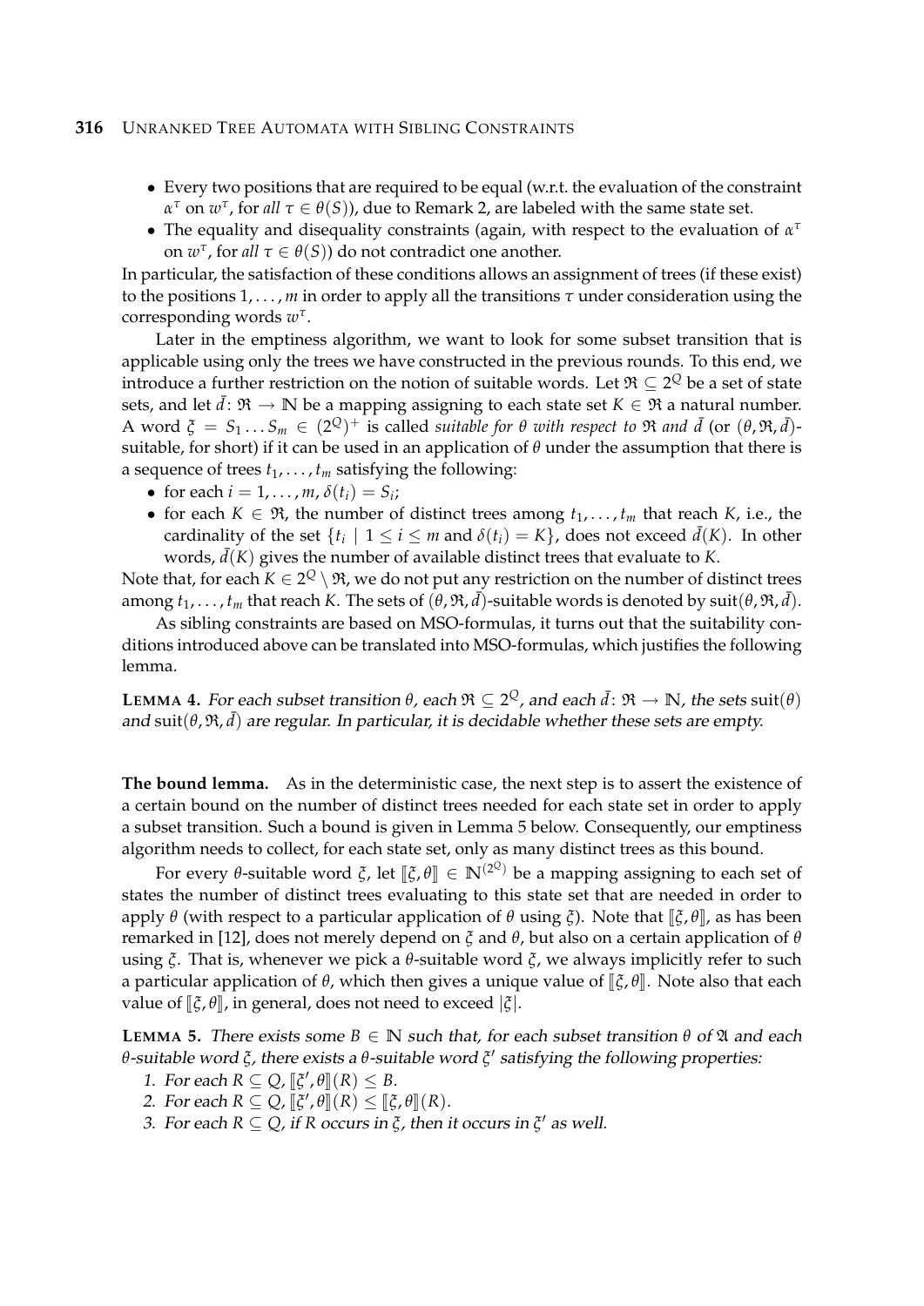- Every two positions that are required to be equal (w.r.t. the evaluation of the constraint $\alpha^\tau$ on $w^\tau$, for *all* $\tau \in \theta(S)$), due to Remark 2, are labeled with the same state set.
- The equality and disequality constraints (again, with respect to the evaluation of $\alpha^\tau$ on $w^\tau$, for *all* $\tau \in \theta(S)$) do not contradict one another.

In particular, the satisfaction of these conditions allows an assignment of trees (if these exist) to the positions $1, \ldots, m$ in order to apply all the transitions $\tau$ under consideration using the corresponding words $w^\tau$.

Later in the emptiness algorithm, we want to look for some subset transition that is applicable using only the trees we have constructed in the previous rounds. To this end, we introduce a further restriction on the notion of suitable words. Let $\mathfrak{R} \subseteq 2^Q$ be a set of state sets, and let $\bar{d} \colon \mathfrak{R} \to \mathbb{N}$ be a mapping assigning to each state set $K \in \mathfrak{R}$ a natural number. A word $\xi = S_1 \ldots S_m \in (2^Q)^+$ is called *suitable for $\theta$ with respect to $\mathfrak{R}$ and $\bar{d}$* (or $(\theta, \mathfrak{R}, \bar{d})$-suitable, for short) if it can be used in an application of $\theta$ under the assumption that there is a sequence of trees $t_1, \ldots, t_m$ satisfying the following:

- for each $i = 1, \ldots, m$, $\delta(t_i) = S_i$;
- for each $K \in \mathfrak{R}$, the number of distinct trees among $t_1, \ldots, t_m$ that reach $K$, i.e., the cardinality of the set $\{t_i \mid 1 \leq i \leq m \text{ and } \delta(t_i) = K\}$, does not exceed $\bar{d}(K)$. In other words, $\bar{d}(K)$ gives the number of available distinct trees that evaluate to $K$.

Note that, for each $K \in 2^Q \setminus \mathfrak{R}$, we do not put any restriction on the number of distinct trees among $t_1, \ldots, t_m$ that reach $K$. The sets of $(\theta, \mathfrak{R}, \bar{d})$-suitable words is denoted by $\text{suit}(\theta, \mathfrak{R}, \bar{d})$.

As sibling constraints are based on MSO-formulas, it turns out that the suitability conditions introduced above can be translated into MSO-formulas, which justifies the following lemma.

**LEMMA 4.** *For each subset transition $\theta$, each $\mathfrak{R} \subseteq 2^Q$, and each $\bar{d} \colon \mathfrak{R} \to \mathbb{N}$, the sets $\text{suit}(\theta)$ and $\text{suit}(\theta, \mathfrak{R}, \bar{d})$ are regular. In particular, it is decidable whether these sets are empty.*

**The bound lemma.** As in the deterministic case, the next step is to assert the existence of a certain bound on the number of distinct trees needed for each state set in order to apply a subset transition. Such a bound is given in Lemma 5 below. Consequently, our emptiness algorithm needs to collect, for each state set, only as many distinct trees as this bound.

For every $\theta$-suitable word $\xi$, let $[\![\xi, \theta]\!] \in \mathbb{N}^{(2^Q)}$ be a mapping assigning to each set of states the number of distinct trees evaluating to this state set that are needed in order to apply $\theta$ (with respect to a particular application of $\theta$ using $\xi$). Note that $[\![\xi, \theta]\!]$, as has been remarked in [12], does not merely depend on $\xi$ and $\theta$, but also on a certain application of $\theta$ using $\xi$. That is, whenever we pick a $\theta$-suitable word $\xi$, we always implicitly refer to such a particular application of $\theta$, which then gives a unique value of $[\![\xi, \theta]\!]$. Note also that each value of $[\![\xi, \theta]\!]$, in general, does not need to exceed $|\xi|$.

**LEMMA 5.** *There exists some $B \in \mathbb{N}$ such that, for each subset transition $\theta$ of $\mathfrak{A}$ and each $\theta$-suitable word $\xi$, there exists a $\theta$-suitable word $\xi'$ satisfying the following properties:*

1. *For each $R \subseteq Q$, $[\![\xi', \theta]\!](R) \leq B$.*
2. *For each $R \subseteq Q$, $[\![\xi', \theta]\!](R) \leq [\![\xi, \theta]\!](R)$.*
3. *For each $R \subseteq Q$, if $R$ occurs in $\xi$, then it occurs in $\xi'$ as well.*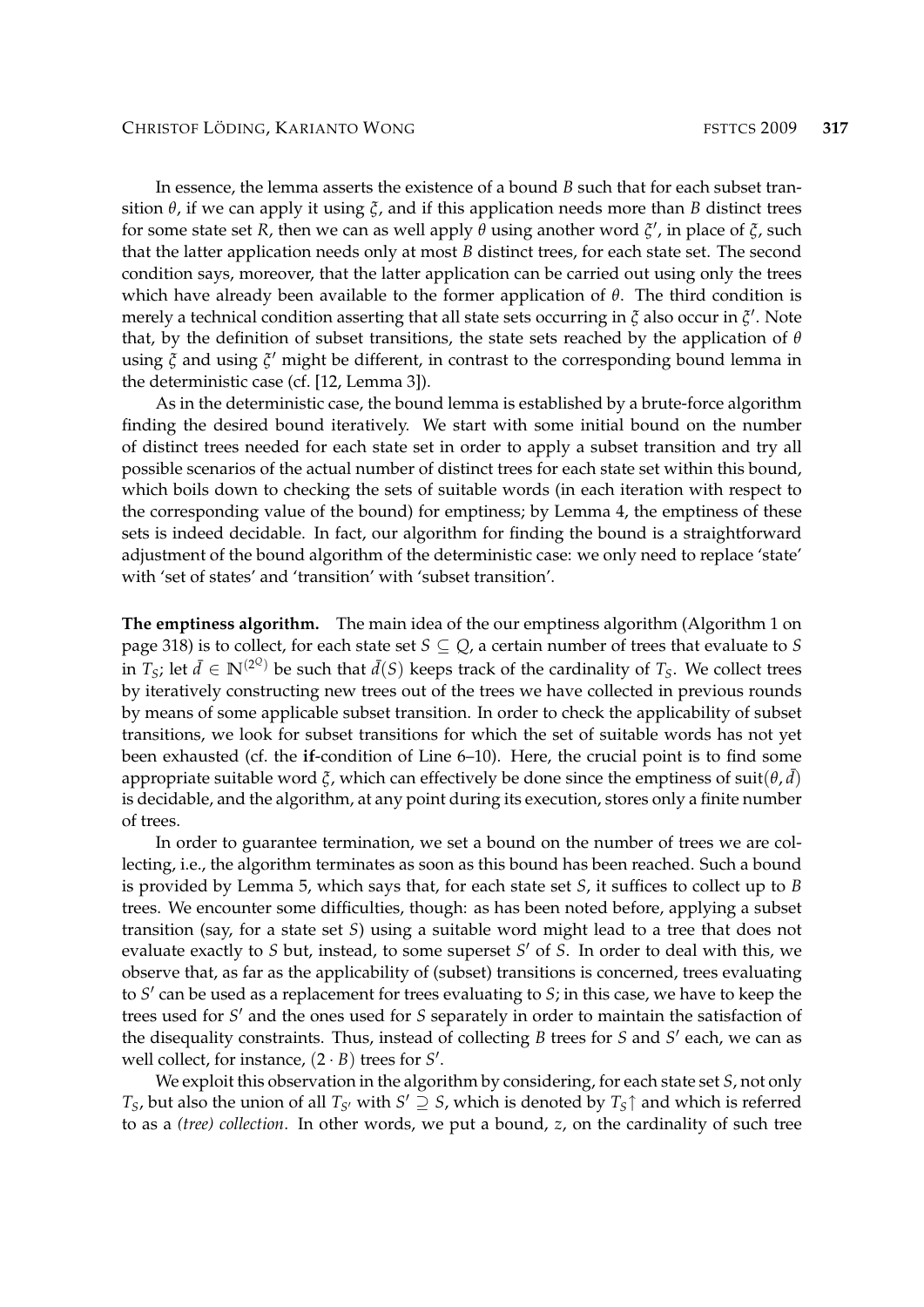In essence, the lemma asserts the existence of a bound $B$ such that for each subset transition $\theta$, if we can apply it using $\xi$, and if this application needs more than $B$ distinct trees for some state set $R$, then we can as well apply $\theta$ using another word $\xi'$, in place of $\xi$, such that the latter application needs only at most $B$ distinct trees, for each state set. The second condition says, moreover, that the latter application can be carried out using only the trees which have already been available to the former application of $\theta$. The third condition is merely a technical condition asserting that all state sets occurring in $\xi$ also occur in $\xi'$. Note that, by the definition of subset transitions, the state sets reached by the application of $\theta$ using $\xi$ and using $\xi'$ might be different, in contrast to the corresponding bound lemma in the deterministic case (cf. [12, Lemma 3]).

As in the deterministic case, the bound lemma is established by a brute-force algorithm finding the desired bound iteratively. We start with some initial bound on the number of distinct trees needed for each state set in order to apply a subset transition and try all possible scenarios of the actual number of distinct trees for each state set within this bound, which boils down to checking the sets of suitable words (in each iteration with respect to the corresponding value of the bound) for emptiness; by Lemma 4, the emptiness of these sets is indeed decidable. In fact, our algorithm for finding the bound is a straightforward adjustment of the bound algorithm of the deterministic case: we only need to replace 'state' with 'set of states' and 'transition' with 'subset transition'.

**The emptiness algorithm.** The main idea of the our emptiness algorithm (Algorithm 1 on page 318) is to collect, for each state set $S \subseteq Q$, a certain number of trees that evaluate to $S$ in $T_S$; let $\bar{d} \in \mathbb{N}^{(2^Q)}$ be such that $\bar{d}(S)$ keeps track of the cardinality of $T_S$. We collect trees by iteratively constructing new trees out of the trees we have collected in previous rounds by means of some applicable subset transition. In order to check the applicability of subset transitions, we look for subset transitions for which the set of suitable words has not yet been exhausted (cf. the **if**-condition of Line 6–10). Here, the crucial point is to find some appropriate suitable word $\xi$, which can effectively be done since the emptiness of $\mathrm{suit}(\theta, \bar{d})$ is decidable, and the algorithm, at any point during its execution, stores only a finite number of trees.

In order to guarantee termination, we set a bound on the number of trees we are collecting, i.e., the algorithm terminates as soon as this bound has been reached. Such a bound is provided by Lemma 5, which says that, for each state set $S$, it suffices to collect up to $B$ trees. We encounter some difficulties, though: as has been noted before, applying a subset transition (say, for a state set $S$) using a suitable word might lead to a tree that does not evaluate exactly to $S$ but, instead, to some superset $S'$ of $S$. In order to deal with this, we observe that, as far as the applicability of (subset) transitions is concerned, trees evaluating to $S'$ can be used as a replacement for trees evaluating to $S$; in this case, we have to keep the trees used for $S'$ and the ones used for $S$ separately in order to maintain the satisfaction of the disequality constraints. Thus, instead of collecting $B$ trees for $S$ and $S'$ each, we can as well collect, for instance, $(2 \cdot B)$ trees for $S'$.

We exploit this observation in the algorithm by considering, for each state set $S$, not only $T_S$, but also the union of all $T_{S'}$ with $S' \supseteq S$, which is denoted by $T_S\!\uparrow$ and which is referred to as a *(tree) collection*. In other words, we put a bound, $z$, on the cardinality of such tree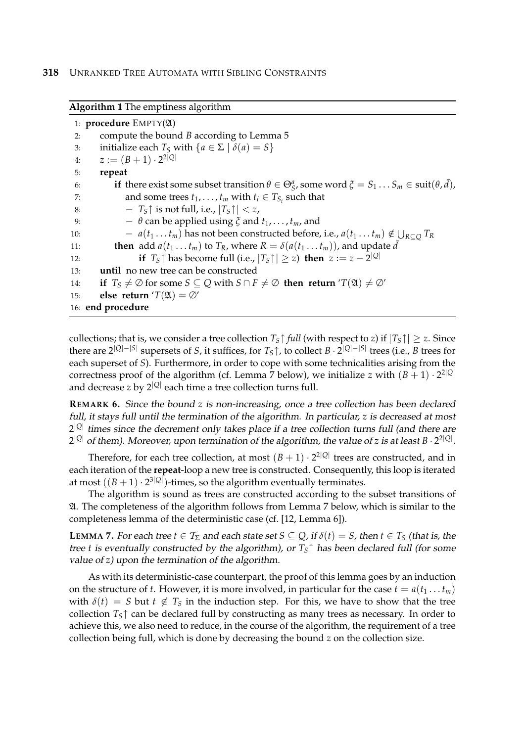**Algorithm 1** The emptiness algorithm

```
 1: procedure EMPTY(𝔄)
 2:     compute the bound B according to Lemma 5
 3:     initialize each T_S with {a ∈ Σ | δ(a) = S}
 4:     z := (B + 1) · 2^{2|Q|}
 5:     repeat
 6:         if there exist some subset transition θ ∈ Θ^a_S, some word ξ = S_1 ... S_m ∈ suit(θ, d̄),
 7:            and some trees t_1, ..., t_m with t_i ∈ T_{S_i} such that
 8:            − T_S↑ is not full, i.e., |T_S↑| < z,
 9:            − θ can be applied using ξ and t_1, ..., t_m, and
10:            − a(t_1 ... t_m) has not been constructed before, i.e., a(t_1 ... t_m) ∉ ⋃_{R⊆Q} T_R
11:         then add a(t_1 ... t_m) to T_R, where R = δ(a(t_1 ... t_m)), and update d̄
12:              if T_S↑ has become full (i.e., |T_S↑| ≥ z) then z := z − 2^{|Q|}
13:     until no new tree can be constructed
14:     if T_S ≠ ∅ for some S ⊆ Q with S ∩ F ≠ ∅ then return 'T(𝔄) ≠ ∅'
15:     else return 'T(𝔄) = ∅'
16: end procedure
```

collections; that is, we consider a tree collection $T_S\!\uparrow$ *full* (with respect to $z$) if $|T_S\!\uparrow| \geq z$. Since there are $2^{|Q|-|S|}$ supersets of $S$, it suffices, for $T_S\!\uparrow$, to collect $B \cdot 2^{|Q|-|S|}$ trees (i.e., $B$ trees for each superset of $S$). Furthermore, in order to cope with some technicalities arising from the correctness proof of the algorithm (cf. Lemma 7 below), we initialize $z$ with $(B+1) \cdot 2^{2|Q|}$ and decrease $z$ by $2^{|Q|}$ each time a tree collection turns full.

**REMARK 6.** *Since the bound $z$ is non-increasing, once a tree collection has been declared full, it stays full until the termination of the algorithm. In particular, $z$ is decreased at most $2^{|Q|}$ times since the decrement only takes place if a tree collection turns full (and there are $2^{|Q|}$ of them). Moreover, upon termination of the algorithm, the value of $z$ is at least $B \cdot 2^{2|Q|}$.*

Therefore, for each tree collection, at most $(B+1) \cdot 2^{2|Q|}$ trees are constructed, and in each iteration of the **repeat**-loop a new tree is constructed. Consequently, this loop is iterated at most $((B+1) \cdot 2^{3|Q|})$-times, so the algorithm eventually terminates.

The algorithm is sound as trees are constructed according to the subset transitions of $\mathfrak{A}$. The completeness of the algorithm follows from Lemma 7 below, which is similar to the completeness lemma of the deterministic case (cf. [12, Lemma 6]).

**LEMMA 7.** *For each tree $t \in \mathcal{T}_\Sigma$ and each state set $S \subseteq Q$, if $\delta(t) = S$, then $t \in T_S$ (that is, the tree $t$ is eventually constructed by the algorithm), or $T_S\!\uparrow$ has been declared full (for some value of $z$) upon the termination of the algorithm.*

As with its deterministic-case counterpart, the proof of this lemma goes by an induction on the structure of $t$. However, it is more involved, in particular for the case $t = a(t_1 \dots t_m)$ with $\delta(t) = S$ but $t \notin T_S$ in the induction step. For this, we have to show that the tree collection $T_S\!\uparrow$ can be declared full by constructing as many trees as necessary. In order to achieve this, we also need to reduce, in the course of the algorithm, the requirement of a tree collection being full, which is done by decreasing the bound $z$ on the collection size.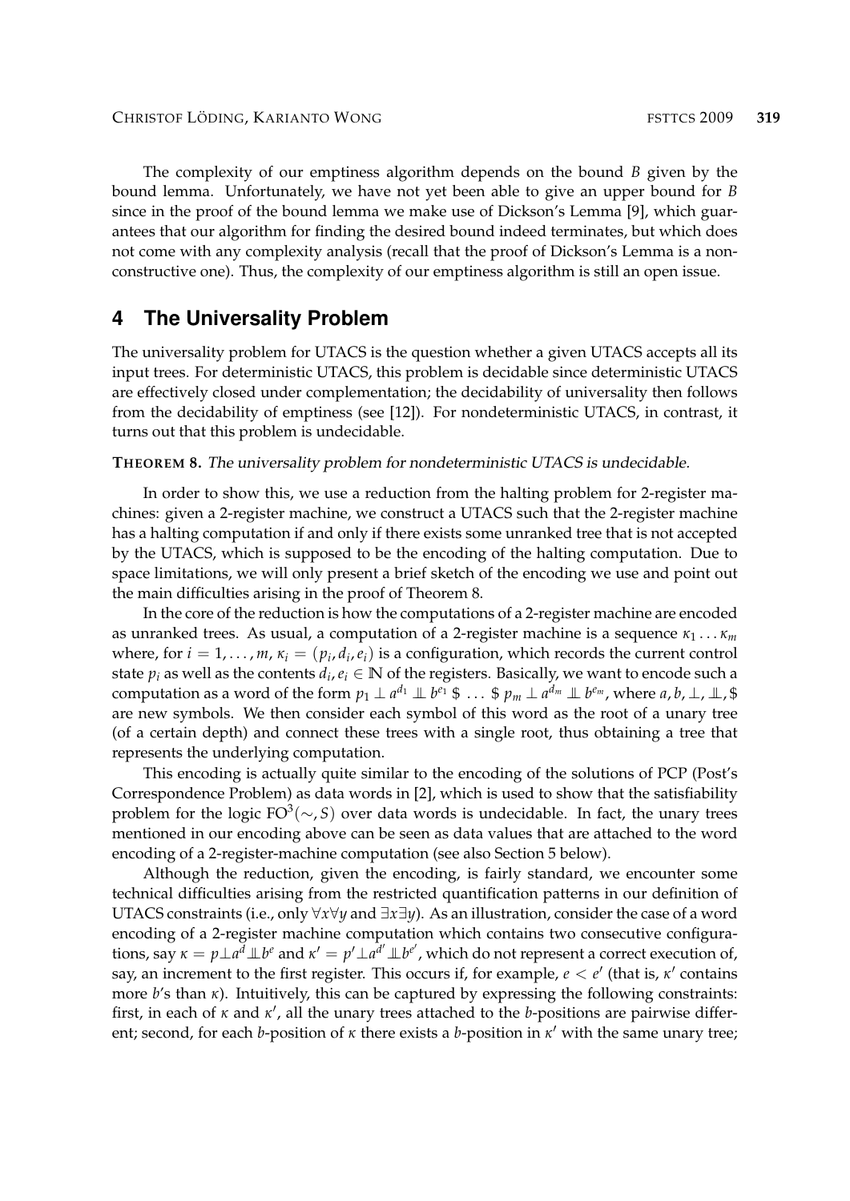The complexity of our emptiness algorithm depends on the bound $B$ given by the bound lemma. Unfortunately, we have not yet been able to give an upper bound for $B$ since in the proof of the bound lemma we make use of Dickson's Lemma [9], which guarantees that our algorithm for finding the desired bound indeed terminates, but which does not come with any complexity analysis (recall that the proof of Dickson's Lemma is a non-constructive one). Thus, the complexity of our emptiness algorithm is still an open issue.

## 4 The Universality Problem

The universality problem for UTACS is the question whether a given UTACS accepts all its input trees. For deterministic UTACS, this problem is decidable since deterministic UTACS are effectively closed under complementation; the decidability of universality then follows from the decidability of emptiness (see [12]). For nondeterministic UTACS, in contrast, it turns out that this problem is undecidable.

**THEOREM 8.** *The universality problem for nondeterministic UTACS is undecidable.*

In order to show this, we use a reduction from the halting problem for 2-register machines: given a 2-register machine, we construct a UTACS such that the 2-register machine has a halting computation if and only if there exists some unranked tree that is not accepted by the UTACS, which is supposed to be the encoding of the halting computation. Due to space limitations, we will only present a brief sketch of the encoding we use and point out the main difficulties arising in the proof of Theorem 8.

In the core of the reduction is how the computations of a 2-register machine are encoded as unranked trees. As usual, a computation of a 2-register machine is a sequence $\kappa_1 \ldots \kappa_m$ where, for $i = 1, \ldots, m$, $\kappa_i = (p_i, d_i, e_i)$ is a configuration, which records the current control state $p_i$ as well as the contents $d_i, e_i \in \mathbb{N}$ of the registers. Basically, we want to encode such a computation as a word of the form $p_1 \perp a^{d_1} \perp\!\!\!\perp b^{e_1} \$ \ldots \$ p_m \perp a^{d_m} \perp\!\!\!\perp b^{e_m}$, where $a, b, \perp, \perp\!\!\!\perp, \$$ are new symbols. We then consider each symbol of this word as the root of a unary tree (of a certain depth) and connect these trees with a single root, thus obtaining a tree that represents the underlying computation.

This encoding is actually quite similar to the encoding of the solutions of PCP (Post's Correspondence Problem) as data words in [2], which is used to show that the satisfiability problem for the logic $\mathrm{FO}^3(\sim, S)$ over data words is undecidable. In fact, the unary trees mentioned in our encoding above can be seen as data values that are attached to the word encoding of a 2-register-machine computation (see also Section 5 below).

Although the reduction, given the encoding, is fairly standard, we encounter some technical difficulties arising from the restricted quantification patterns in our definition of UTACS constraints (i.e., only $\forall x \forall y$ and $\exists x \exists y$). As an illustration, consider the case of a word encoding of a 2-register machine computation which contains two consecutive configurations, say $\kappa = p \perp a^d \perp\!\!\!\perp b^e$ and $\kappa' = p' \perp a^{d'} \perp\!\!\!\perp b^{e'}$, which do not represent a correct execution of, say, an increment to the first register. This occurs if, for example, $e < e'$ (that is, $\kappa'$ contains more $b$'s than $\kappa$). Intuitively, this can be captured by expressing the following constraints: first, in each of $\kappa$ and $\kappa'$, all the unary trees attached to the $b$-positions are pairwise different; second, for each $b$-position of $\kappa$ there exists a $b$-position in $\kappa'$ with the same unary tree;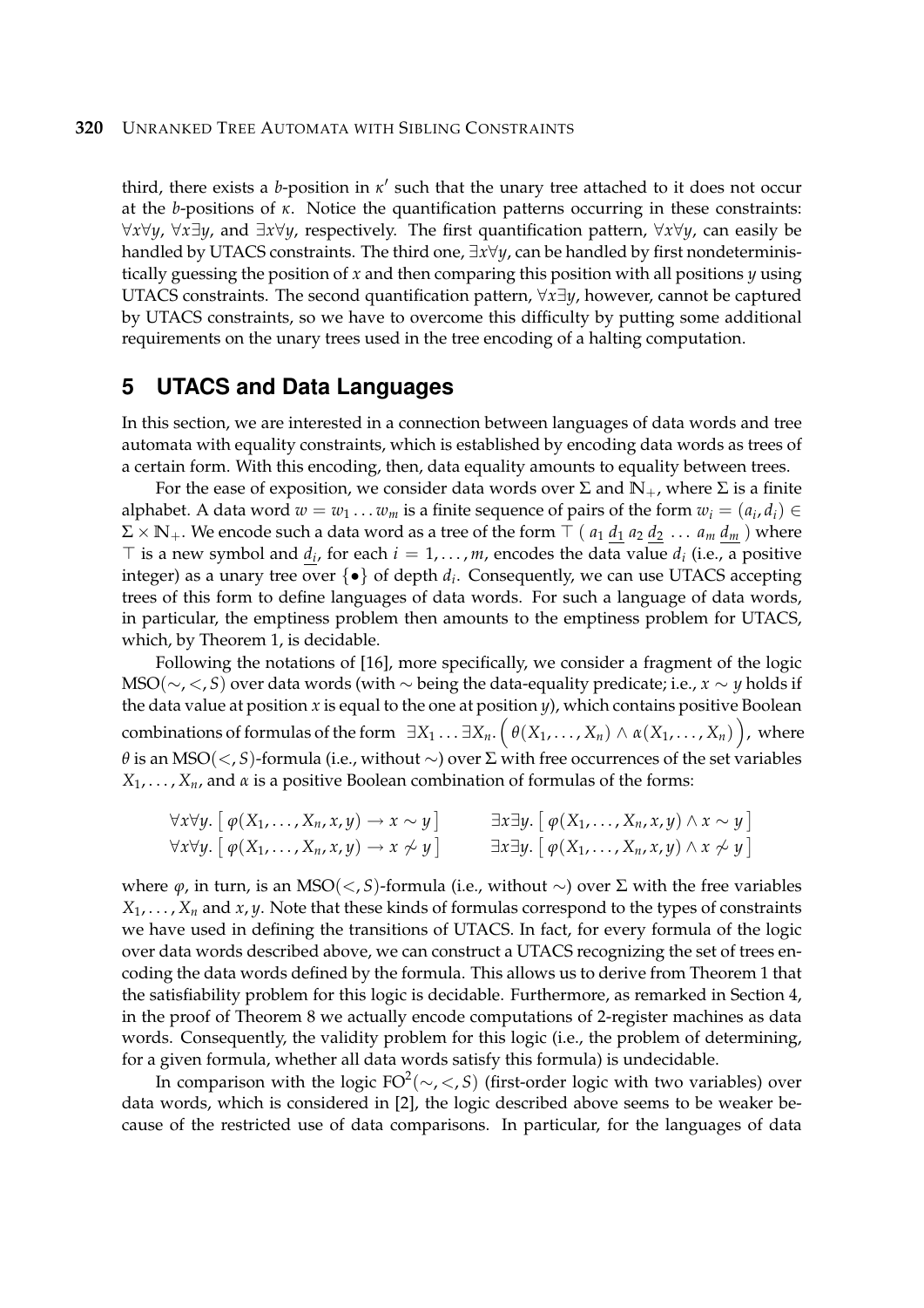third, there exists a $b$-position in $\kappa'$ such that the unary tree attached to it does not occur at the $b$-positions of $\kappa$. Notice the quantification patterns occurring in these constraints: $\forall x \forall y$, $\forall x \exists y$, and $\exists x \forall y$, respectively. The first quantification pattern, $\forall x \forall y$, can easily be handled by UTACS constraints. The third one, $\exists x \forall y$, can be handled by first nondeterministically guessing the position of $x$ and then comparing this position with all positions $y$ using UTACS constraints. The second quantification pattern, $\forall x \exists y$, however, cannot be captured by UTACS constraints, so we have to overcome this difficulty by putting some additional requirements on the unary trees used in the tree encoding of a halting computation.

## 5 UTACS and Data Languages

In this section, we are interested in a connection between languages of data words and tree automata with equality constraints, which is established by encoding data words as trees of a certain form. With this encoding, then, data equality amounts to equality between trees.

For the ease of exposition, we consider data words over $\Sigma$ and $\mathbb{N}_+$, where $\Sigma$ is a finite alphabet. A data word $w = w_1 \ldots w_m$ is a finite sequence of pairs of the form $w_i = (a_i, d_i) \in \Sigma \times \mathbb{N}_+$. We encode such a data word as a tree of the form $\top\ (\ a_1\ \underline{d_1}\ a_2\ \underline{d_2}\ \ldots\ a_m\ \underline{d_m}\ )$ where $\top$ is a new symbol and $\underline{d_i}$, for each $i = 1, \ldots, m$, encodes the data value $d_i$ (i.e., a positive integer) as a unary tree over $\{\bullet\}$ of depth $d_i$. Consequently, we can use UTACS accepting trees of this form to define languages of data words. For such a language of data words, in particular, the emptiness problem then amounts to the emptiness problem for UTACS, which, by Theorem 1, is decidable.

Following the notations of [16], more specifically, we consider a fragment of the logic MSO$(\sim, <, S)$ over data words (with $\sim$ being the data-equality predicate; i.e., $x \sim y$ holds if the data value at position $x$ is equal to the one at position $y$), which contains positive Boolean combinations of formulas of the form $\exists X_1 \ldots \exists X_n. \Big( \theta(X_1, \ldots, X_n) \wedge \alpha(X_1, \ldots, X_n) \Big)$, where $\theta$ is an MSO$(<, S)$-formula (i.e., without $\sim$) over $\Sigma$ with free occurrences of the set variables $X_1, \ldots, X_n$, and $\alpha$ is a positive Boolean combination of formulas of the forms:

$$\forall x \forall y. \left[\ \varphi(X_1, \ldots, X_n, x, y) \rightarrow x \sim y\ \right] \qquad \exists x \exists y. \left[\ \varphi(X_1, \ldots, X_n, x, y) \wedge x \sim y\ \right]$$
$$\forall x \forall y. \left[\ \varphi(X_1, \ldots, X_n, x, y) \rightarrow x \not\sim y\ \right] \qquad \exists x \exists y. \left[\ \varphi(X_1, \ldots, X_n, x, y) \wedge x \not\sim y\ \right]$$

where $\varphi$, in turn, is an MSO$(<, S)$-formula (i.e., without $\sim$) over $\Sigma$ with the free variables $X_1, \ldots, X_n$ and $x, y$. Note that these kinds of formulas correspond to the types of constraints we have used in defining the transitions of UTACS. In fact, for every formula of the logic over data words described above, we can construct a UTACS recognizing the set of trees encoding the data words defined by the formula. This allows us to derive from Theorem 1 that the satisfiability problem for this logic is decidable. Furthermore, as remarked in Section 4, in the proof of Theorem 8 we actually encode computations of 2-register machines as data words. Consequently, the validity problem for this logic (i.e., the problem of determining, for a given formula, whether all data words satisfy this formula) is undecidable.

In comparison with the logic FO$^2(\sim, <, S)$ (first-order logic with two variables) over data words, which is considered in [2], the logic described above seems to be weaker because of the restricted use of data comparisons. In particular, for the languages of data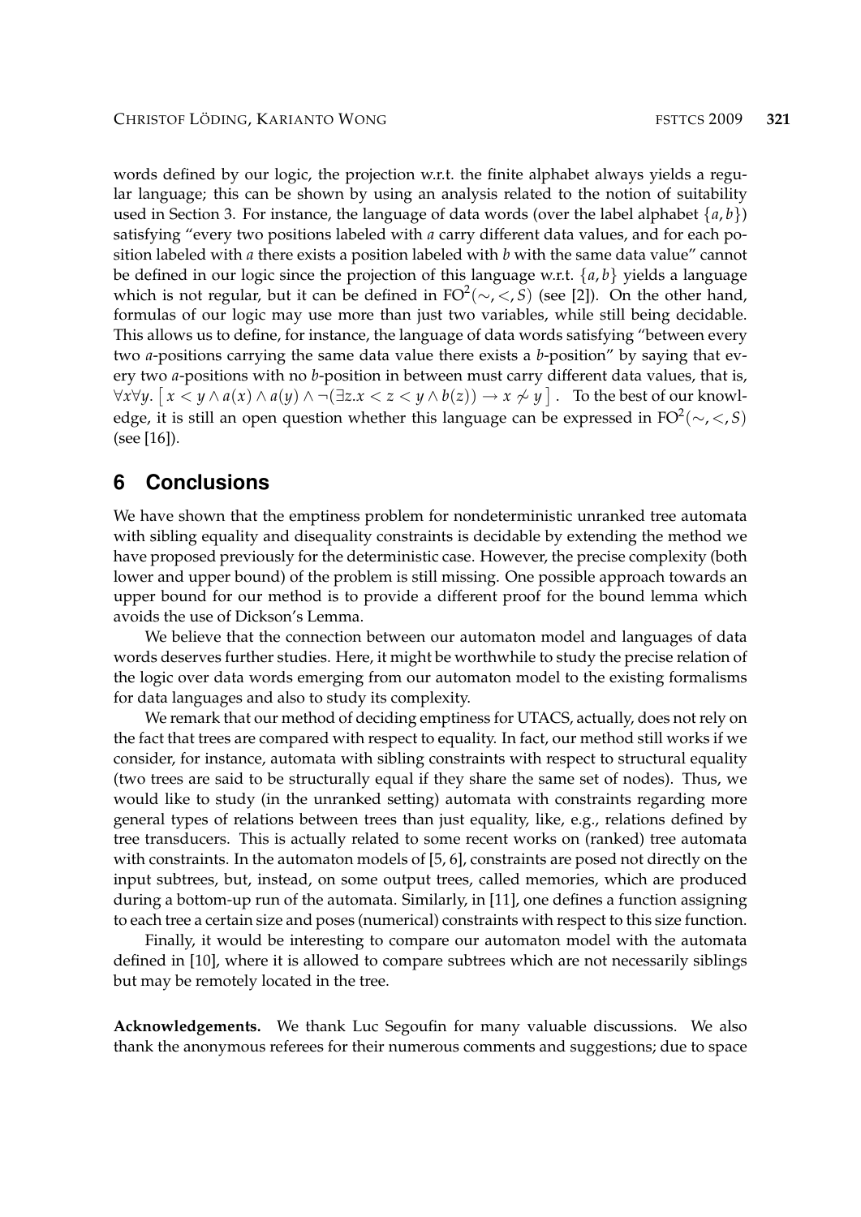words defined by our logic, the projection w.r.t. the finite alphabet always yields a regular language; this can be shown by using an analysis related to the notion of suitability used in Section 3. For instance, the language of data words (over the label alphabet $\{a, b\}$) satisfying "every two positions labeled with $a$ carry different data values, and for each position labeled with $a$ there exists a position labeled with $b$ with the same data value" cannot be defined in our logic since the projection of this language w.r.t. $\{a, b\}$ yields a language which is not regular, but it can be defined in $\text{FO}^2(\sim, <, S)$ (see [2]). On the other hand, formulas of our logic may use more than just two variables, while still being decidable. This allows us to define, for instance, the language of data words satisfying "between every two $a$-positions carrying the same data value there exists a $b$-position" by saying that every two $a$-positions with no $b$-position in between must carry different data values, that is, $\forall x \forall y. \left[ x < y \wedge a(x) \wedge a(y) \wedge \neg(\exists z. x < z < y \wedge b(z)) \rightarrow x \not\sim y \right]$. To the best of our knowledge, it is still an open question whether this language can be expressed in $\text{FO}^2(\sim, <, S)$ (see [16]).

## 6 Conclusions

We have shown that the emptiness problem for nondeterministic unranked tree automata with sibling equality and disequality constraints is decidable by extending the method we have proposed previously for the deterministic case. However, the precise complexity (both lower and upper bound) of the problem is still missing. One possible approach towards an upper bound for our method is to provide a different proof for the bound lemma which avoids the use of Dickson's Lemma.

We believe that the connection between our automaton model and languages of data words deserves further studies. Here, it might be worthwhile to study the precise relation of the logic over data words emerging from our automaton model to the existing formalisms for data languages and also to study its complexity.

We remark that our method of deciding emptiness for UTACS, actually, does not rely on the fact that trees are compared with respect to equality. In fact, our method still works if we consider, for instance, automata with sibling constraints with respect to structural equality (two trees are said to be structurally equal if they share the same set of nodes). Thus, we would like to study (in the unranked setting) automata with constraints regarding more general types of relations between trees than just equality, like, e.g., relations defined by tree transducers. This is actually related to some recent works on (ranked) tree automata with constraints. In the automaton models of [5, 6], constraints are posed not directly on the input subtrees, but, instead, on some output trees, called memories, which are produced during a bottom-up run of the automata. Similarly, in [11], one defines a function assigning to each tree a certain size and poses (numerical) constraints with respect to this size function.

Finally, it would be interesting to compare our automaton model with the automata defined in [10], where it is allowed to compare subtrees which are not necessarily siblings but may be remotely located in the tree.

**Acknowledgements.** We thank Luc Segoufin for many valuable discussions. We also thank the anonymous referees for their numerous comments and suggestions; due to space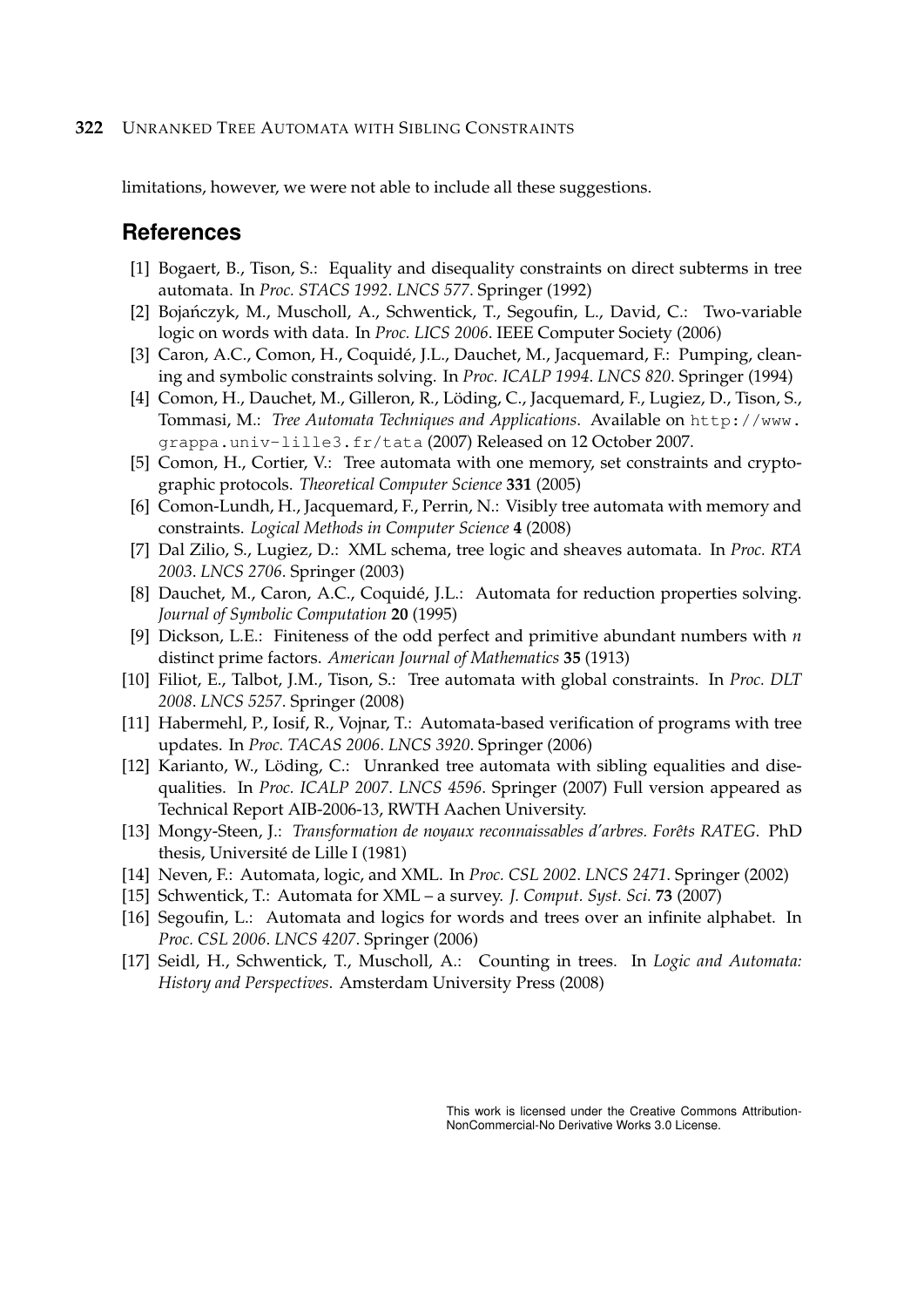limitations, however, we were not able to include all these suggestions.

## References

[1] Bogaert, B., Tison, S.: Equality and disequality constraints on direct subterms in tree automata. In *Proc. STACS 1992*. *LNCS 577*. Springer (1992)

[2] Bojańczyk, M., Muscholl, A., Schwentick, T., Segoufin, L., David, C.: Two-variable logic on words with data. In *Proc. LICS 2006*. IEEE Computer Society (2006)

[3] Caron, A.C., Comon, H., Coquidé, J.L., Dauchet, M., Jacquemard, F.: Pumping, cleaning and symbolic constraints solving. In *Proc. ICALP 1994*. *LNCS 820*. Springer (1994)

[4] Comon, H., Dauchet, M., Gilleron, R., Löding, C., Jacquemard, F., Lugiez, D., Tison, S., Tommasi, M.: *Tree Automata Techniques and Applications*. Available on http://www.grappa.univ-lille3.fr/tata (2007) Released on 12 October 2007.

[5] Comon, H., Cortier, V.: Tree automata with one memory, set constraints and cryptographic protocols. *Theoretical Computer Science* **331** (2005)

[6] Comon-Lundh, H., Jacquemard, F., Perrin, N.: Visibly tree automata with memory and constraints. *Logical Methods in Computer Science* **4** (2008)

[7] Dal Zilio, S., Lugiez, D.: XML schema, tree logic and sheaves automata. In *Proc. RTA 2003*. *LNCS 2706*. Springer (2003)

[8] Dauchet, M., Caron, A.C., Coquidé, J.L.: Automata for reduction properties solving. *Journal of Symbolic Computation* **20** (1995)

[9] Dickson, L.E.: Finiteness of the odd perfect and primitive abundant numbers with $n$ distinct prime factors. *American Journal of Mathematics* **35** (1913)

[10] Filiot, E., Talbot, J.M., Tison, S.: Tree automata with global constraints. In *Proc. DLT 2008*. *LNCS 5257*. Springer (2008)

[11] Habermehl, P., Iosif, R., Vojnar, T.: Automata-based verification of programs with tree updates. In *Proc. TACAS 2006*. *LNCS 3920*. Springer (2006)

[12] Karianto, W., Löding, C.: Unranked tree automata with sibling equalities and disequalities. In *Proc. ICALP 2007*. *LNCS 4596*. Springer (2007) Full version appeared as Technical Report AIB-2006-13, RWTH Aachen University.

[13] Mongy-Steen, J.: *Transformation de noyaux reconnaissables d'arbres. Forêts RATEG*. PhD thesis, Université de Lille I (1981)

[14] Neven, F.: Automata, logic, and XML. In *Proc. CSL 2002*. *LNCS 2471*. Springer (2002)

[15] Schwentick, T.: Automata for XML – a survey. *J. Comput. Syst. Sci.* **73** (2007)

[16] Segoufin, L.: Automata and logics for words and trees over an infinite alphabet. In *Proc. CSL 2006*. *LNCS 4207*. Springer (2006)

[17] Seidl, H., Schwentick, T., Muscholl, A.: Counting in trees. In *Logic and Automata: History and Perspectives*. Amsterdam University Press (2008)

This work is licensed under the Creative Commons Attribution-NonCommercial-No Derivative Works 3.0 License.